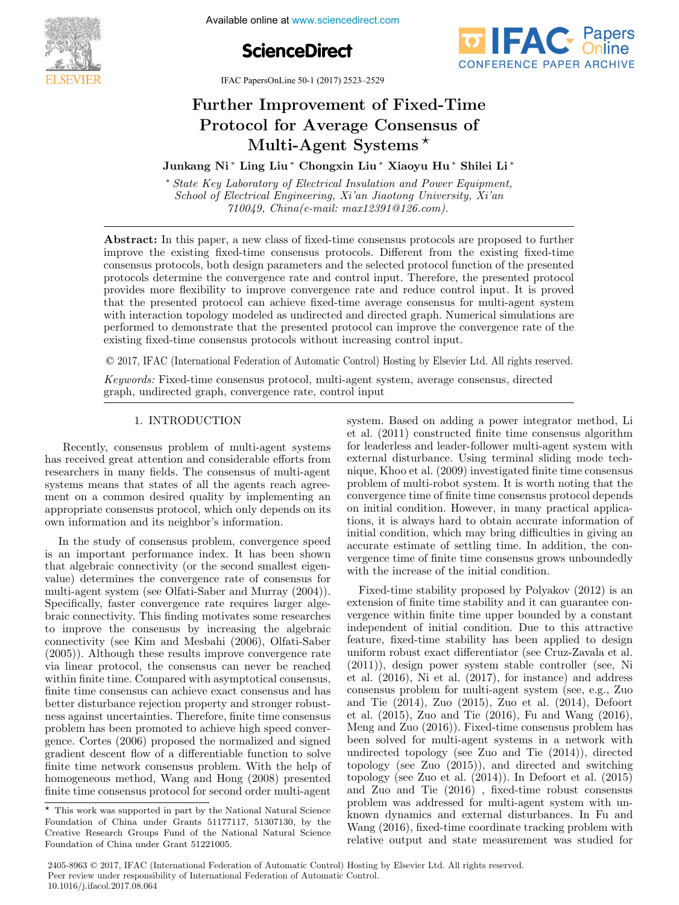# Further Improvement of Fixed-Time Protocol for Average Consensus of Multi-Agent Systems *

**Junkang Ni * Ling Liu * Chongxin Liu * Xiaoyu Hu * Shilei Li ***

\* *State Key Laboratory of Electrical Insulation and Power Equipment, School of Electrical Engineering, Xi'an Jiaotong University, Xi'an 710049, China(e-mail: max12391@126.com).*

**Abstract:** In this paper, a new class of fixed-time consensus protocols are proposed to further improve the existing fixed-time consensus protocols. Different from the existing fixed-time consensus protocols, both design parameters and the selected protocol function of the presented protocols determine the convergence rate and control input. Therefore, the presented protocol provides more flexibility to improve convergence rate and reduce control input. It is proved that the presented protocol can achieve fixed-time average consensus for multi-agent system with interaction topology modeled as undirected and directed graph. Numerical simulations are performed to demonstrate that the presented protocol can improve the convergence rate of the existing fixed-time consensus protocols without increasing control input.

© 2017, IFAC (International Federation of Automatic Control) Hosting by Elsevier Ltd. All rights reserved.

*Keywords:* Fixed-time consensus protocol, multi-agent system, average consensus, directed graph, undirected graph, convergence rate, control input

## 1. INTRODUCTION

Recently, consensus problem of multi-agent systems has received great attention and considerable efforts from researchers in many fields. The consensus of multi-agent systems means that states of all the agents reach agreement on a common desired quality by implementing an appropriate consensus protocol, which only depends on its own information and its neighbor's information.

In the study of consensus problem, convergence speed is an important performance index. It has been shown that algebraic connectivity (or the second smallest eigenvalue) determines the convergence rate of consensus for multi-agent system (see Olfati-Saber and Murray (2004)). Specifically, faster convergence rate requires larger algebraic connectivity. This finding motivates some researches to improve the consensus by increasing the algebraic connectivity (see Kim and Mesbahi (2006), Olfati-Saber (2005)). Although these results improve convergence rate via linear protocol, the consensus can never be reached within finite time. Compared with asymptotical consensus, finite time consensus can achieve exact consensus and has better disturbance rejection property and stronger robustness against uncertainties. Therefore, finite time consensus problem has been promoted to achieve high speed convergence. Cortes (2006) proposed the normalized and signed gradient descent flow of a differentiable function to solve finite time network consensus problem. With the help of homogeneous method, Wang and Hong (2008) presented finite time consensus protocol for second order multi-agent system. Based on adding a power integrator method, Li et al. (2011) constructed finite time consensus algorithm for leaderless and leader-follower multi-agent system with external disturbance. Using terminal sliding mode technique, Khoo et al. (2009) investigated finite time consensus problem of multi-robot system. It is worth noting that the convergence time of finite time consensus protocol depends on initial condition. However, in many practical applications, it is always hard to obtain accurate information of initial condition, which may bring difficulties in giving an accurate estimate of settling time. In addition, the convergence time of finite time consensus grows unboundedly with the increase of the initial condition.

Fixed-time stability proposed by Polyakov (2012) is an extension of finite time stability and it can guarantee convergence within finite time upper bounded by a constant independent of initial condition. Due to this attractive feature, fixed-time stability has been applied to design uniform robust exact differentiator (see Cruz-Zavala et al. (2011)), design power system stable controller (see, Ni et al. (2016), Ni et al. (2017), for instance) and address consensus problem for multi-agent system (see, e.g., Zuo and Tie (2014), Zuo (2015), Zuo et al. (2014), Defoort et al. (2015), Zuo and Tie (2016), Fu and Wang (2016), Meng and Zuo (2016)). Fixed-time consensus problem has been solved for multi-agent systems in a network with undirected topology (see Zuo and Tie (2014)), directed topology (see Zuo (2015)), and directed and switching topology (see Zuo et al. (2014)). In Defoort et al. (2015) and Zuo and Tie (2016) , fixed-time robust consensus problem was addressed for multi-agent system with unknown dynamics and external disturbances. In Fu and Wang (2016), fixed-time coordinate tracking problem with relative output and state measurement was studied for

\* This work was supported in part by the National Natural Science Foundation of China under Grants 51177117, 51307130, by the Creative Research Groups Fund of the National Natural Science Foundation of China under Grant 51221005.

2405-8963 © 2017, IFAC (International Federation of Automatic Control) Hosting by Elsevier Ltd. All rights reserved.
Peer review under responsibility of International Federation of Automatic Control.
10.1016/j.ifacol.2017.08.064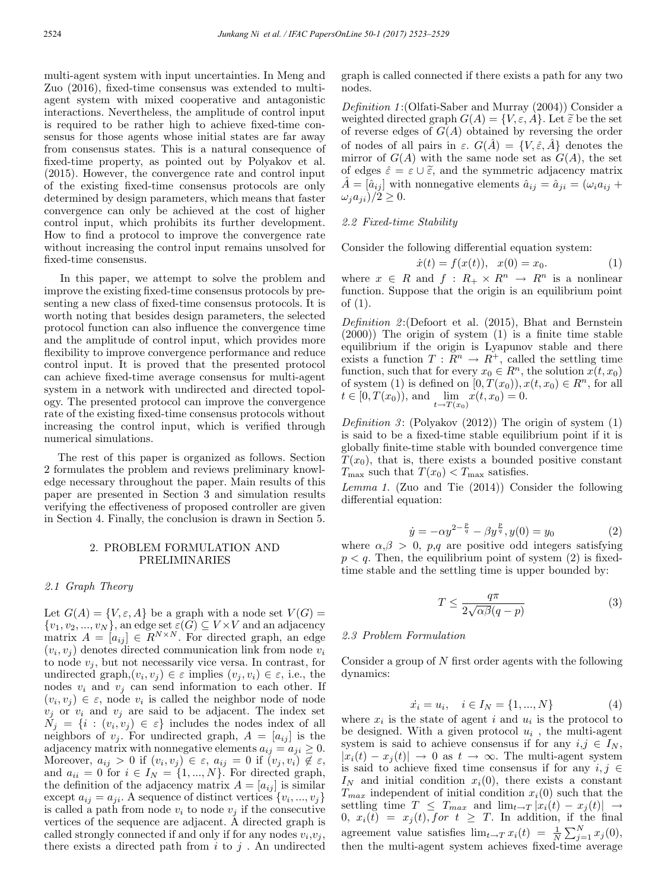multi-agent system with input uncertainties. In Meng and Zuo (2016), fixed-time consensus was extended to multi-agent system with mixed cooperative and antagonistic interactions. Nevertheless, the amplitude of control input is required to be rather high to achieve fixed-time consensus for those agents whose initial states are far away from consensus states. This is a natural consequence of fixed-time property, as pointed out by Polyakov et al. (2015). However, the convergence rate and control input of the existing fixed-time consensus protocols are only determined by design parameters, which means that faster convergence can only be achieved at the cost of higher control input, which prohibits its further development. How to find a protocol to improve the convergence rate without increasing the control input remains unsolved for fixed-time consensus.

In this paper, we attempt to solve the problem and improve the existing fixed-time consensus protocols by presenting a new class of fixed-time consensus protocols. It is worth noting that besides design parameters, the selected protocol function can also influence the convergence time and the amplitude of control input, which provides more flexibility to improve convergence performance and reduce control input. It is proved that the presented protocol can achieve fixed-time average consensus for multi-agent system in a network with undirected and directed topology. The presented protocol can improve the convergence rate of the existing fixed-time consensus protocols without increasing the control input, which is verified through numerical simulations.

The rest of this paper is organized as follows. Section 2 formulates the problem and reviews preliminary knowledge necessary throughout the paper. Main results of this paper are presented in Section 3 and simulation results verifying the effectiveness of proposed controller are given in Section 4. Finally, the conclusion is drawn in Section 5.

## 2. PROBLEM FORMULATION AND PRELIMINARIES

### 2.1 Graph Theory

Let $G(A) = \{V, \varepsilon, A\}$ be a graph with a node set $V(G) = \{v_1, v_2, ..., v_N\}$, an edge set $\varepsilon(G) \subseteq V \times V$ and an adjacency matrix $A = [a_{ij}] \in R^{N\times N}$. For directed graph, an edge $(v_i, v_j)$ denotes directed communication link from node $v_i$ to node $v_j$, but not necessarily vice versa. In contrast, for undirected graph,$(v_i, v_j) \in \varepsilon$ implies $(v_j, v_i) \in \varepsilon$, i.e., the nodes $v_i$ and $v_j$ can send information to each other. If $(v_i, v_j) \in \varepsilon$, node $v_i$ is called the neighbor node of node $v_j$ or $v_i$ and $v_j$ are said to be adjacent. The index set $N_j = \{i : (v_i, v_j) \in \varepsilon\}$ includes the nodes index of all neighbors of $v_j$. For undirected graph, $A = [a_{ij}]$ is the adjacency matrix with nonnegative elements $a_{ij} = a_{ji} \geq 0$. Moreover, $a_{ij} > 0$ if $(v_i, v_j) \in \varepsilon$, $a_{ij} = 0$ if $(v_j, v_i) \notin \varepsilon$, and $a_{ii} = 0$ for $i \in I_N = \{1, ..., N\}$. For directed graph, the definition of the adjacency matrix $A = [a_{ij}]$ is similar except $a_{ij} = a_{ji}$. A sequence of distinct vertices $\{v_i, ..., v_j\}$ is called a path from node $v_i$ to node $v_j$ if the consecutive vertices of the sequence are adjacent. A directed graph is called strongly connected if and only if for any nodes $v_i$,$v_j$, there exists a directed path from $i$ to $j$ . An undirected graph is called connected if there exists a path for any two nodes.

*Definition 1*:(Olfati-Saber and Murray (2004)) Consider a weighted directed graph $G(A) = \{V, \varepsilon, A\}$. Let $\widetilde{\varepsilon}$ be the set of reverse edges of $G(A)$ obtained by reversing the order of nodes of all pairs in $\varepsilon$. $G(\hat{A}) = \{V, \hat{\varepsilon}, \hat{A}\}$ denotes the mirror of $G(A)$ with the same node set as $G(A)$, the set of edges $\hat{\varepsilon} = \varepsilon \cup \widetilde{\varepsilon}$, and the symmetric adjacency matrix $\hat{A} = [\hat{a}_{ij}]$ with nonnegative elements $\hat{a}_{ij} = \hat{a}_{ji} = (\omega_i a_{ij} + \omega_j a_{ji})/2 \geq 0$.

### 2.2 Fixed-time Stability

Consider the following differential equation system:

$$\dot{x}(t) = f(x(t)), \quad x(0) = x_0. \tag{1}$$

where $x \in R$ and $f : R_+ \times R^n \rightarrow R^n$ is a nonlinear function. Suppose that the origin is an equilibrium point of (1).

*Definition 2*:(Defoort et al. (2015), Bhat and Bernstein (2000)) The origin of system (1) is a finite time stable equilibrium if the origin is Lyapunov stable and there exists a function $T : R^n \rightarrow R^+$, called the settling time function, such that for every $x_0 \in R^n$, the solution $x(t, x_0)$ of system (1) is defined on $[0, T(x_0)), x(t, x_0) \in R^n$, for all $t \in [0, T(x_0))$, and $\lim\limits_{t\to T(x_0)} x(t, x_0) = 0$.

*Definition 3*: (Polyakov (2012)) The origin of system (1) is said to be a fixed-time stable equilibrium point if it is globally finite-time stable with bounded convergence time $T(x_0)$, that is, there exists a bounded positive constant $T_{\max}$ such that $T(x_0) < T_{\max}$ satisfies.

*Lemma 1.* (Zuo and Tie (2014)) Consider the following differential equation:

$$\dot{y} = -\alpha y^{2-\frac{p}{q}} - \beta y^{\frac{p}{q}}, y(0) = y_0 \tag{2}$$

where $\alpha$,$\beta > 0$, $p$,$q$ are positive odd integers satisfying $p < q$. Then, the equilibrium point of system (2) is fixed-time stable and the settling time is upper bounded by:

$$T \leq \frac{q\pi}{2\sqrt{\alpha\beta}(q-p)} \tag{3}$$

### 2.3 Problem Formulation

Consider a group of $N$ first order agents with the following dynamics:

$$\dot{x_i} = u_i, \quad i \in I_N = \{1, ..., N\} \tag{4}$$

where $x_i$ is the state of agent $i$ and $u_i$ is the protocol to be designed. With a given protocol $u_i$ , the multi-agent system is said to achieve consensus if for any $i$,$j \in I_N$, $|x_i(t) - x_j(t)| \rightarrow 0$ as $t \rightarrow \infty$. The multi-agent system is said to achieve fixed time consensus if for any $i, j \in I_N$ and initial condition $x_i(0)$, there exists a constant $T_{max}$ independent of initial condition $x_i(0)$ such that the settling time $T \leq T_{max}$ and $\lim_{t\to T} |x_i(t) - x_j(t)| \rightarrow 0$, $x_i(t) = x_j(t), for\ t \geq T$. In addition, if the final agreement value satisfies $\lim_{t\to T} x_i(t) = \frac{1}{N}\sum_{j=1}^{N} x_j(0)$, then the multi-agent system achieves fixed-time average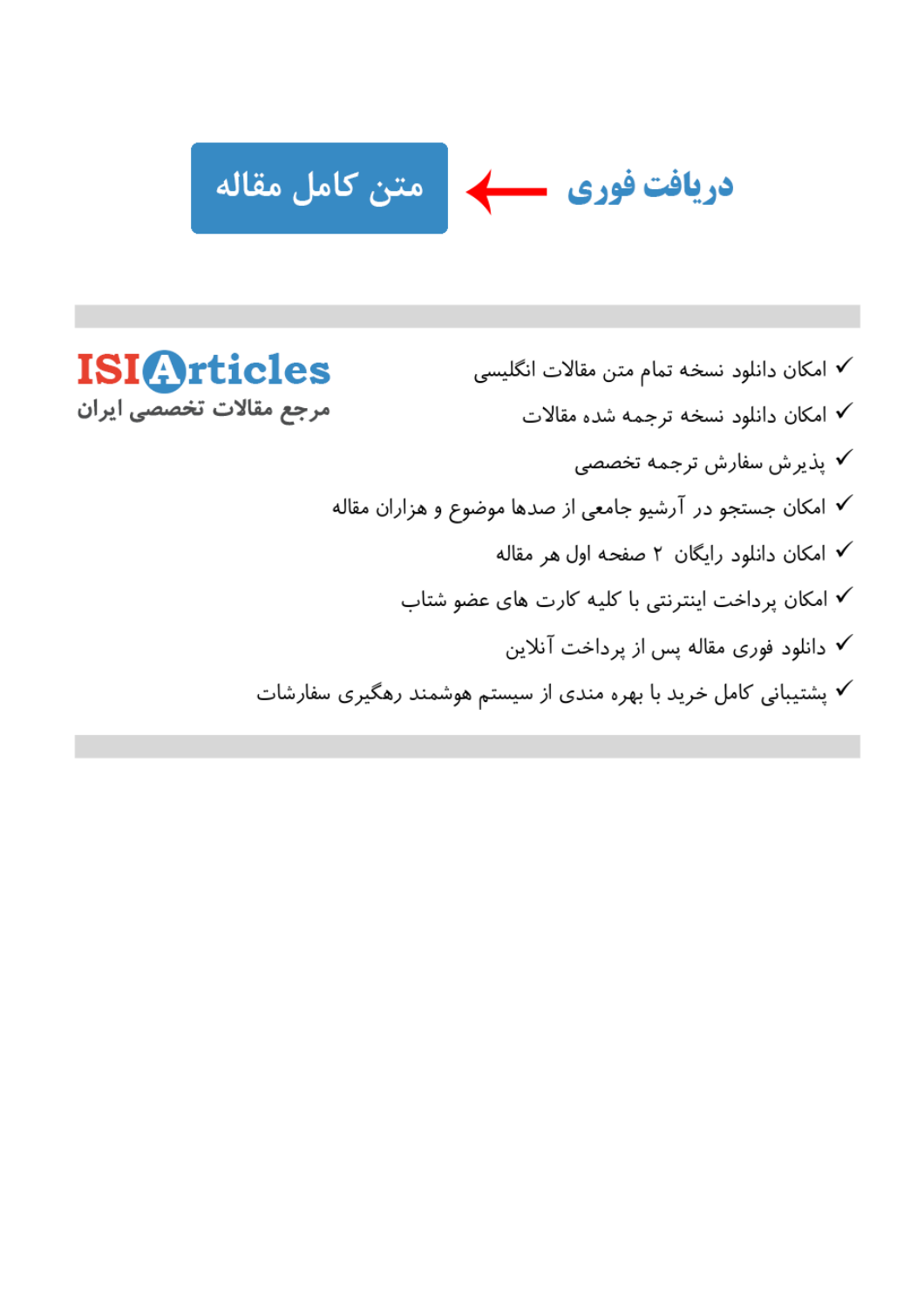دریافت فوری ← متن کامل مقاله

**ISIArticles**
مرجع مقالات تخصصی ایران

- ✓ امکان دانلود نسخه تمام متن مقالات انگلیسی
- ✓ امکان دانلود نسخه ترجمه شده مقالات
- ✓ پذیرش سفارش ترجمه تخصصی
- ✓ امکان جستجو در آرشیو جامعی از صدها موضوع و هزاران مقاله
- ✓ امکان دانلود رایگان ۲ صفحه اول هر مقاله
- ✓ امکان پرداخت اینترنتی با کلیه کارت های عضو شتاب
- ✓ دانلود فوری مقاله پس از پرداخت آنلاین
- ✓ پشتیبانی کامل خرید با بهره مندی از سیستم هوشمند رهگیری سفارشات